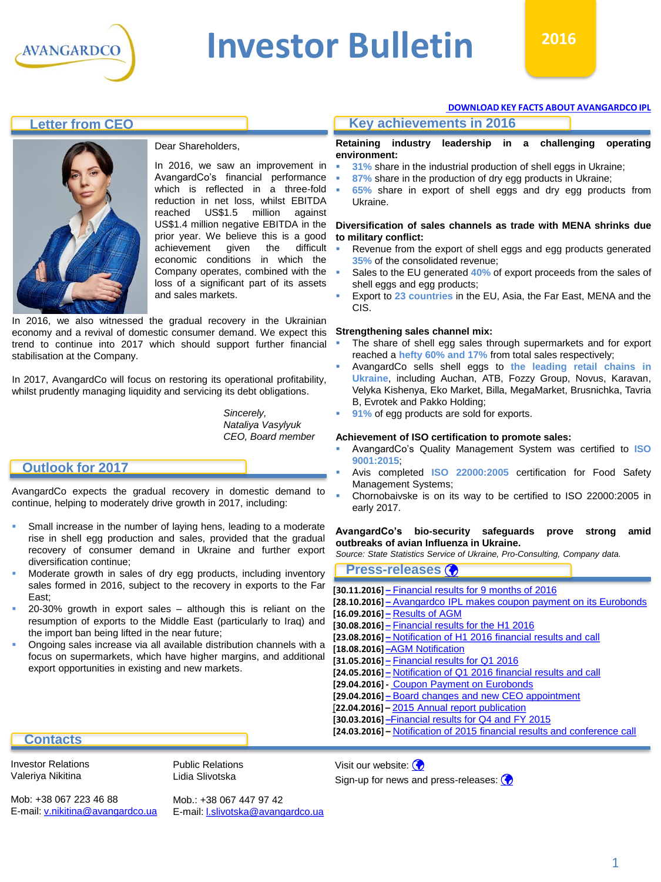AVANGARDCO

# Investor Bulletin

2016

DOWNLOAD KEY FACTS ABOUT AVANGARDCO IPL

## Letter from CEO

Dear Shareholders,

In 2016, we saw an improvement in AvangardCo's financial performance which is reflected in a three-fold reduction in net loss, whilst EBITDA reached US$1.5 million against US$1.4 million negative EBITDA in the prior year. We believe this is a good achievement given the difficult economic conditions in which the Company operates, combined with the loss of a significant part of its assets and sales markets.

In 2016, we also witnessed the gradual recovery in the Ukrainian economy and a revival of domestic consumer demand. We expect this trend to continue into 2017 which should support further financial stabilisation at the Company.

In 2017, AvangardCo will focus on restoring its operational profitability, whilst prudently managing liquidity and servicing its debt obligations.

*Sincerely,*
*Nataliya Vasylyuk*
*CEO, Board member*

## Outlook for 2017

AvangardCo expects the gradual recovery in domestic demand to continue, helping to moderately drive growth in 2017, including:

- Small increase in the number of laying hens, leading to a moderate rise in shell egg production and sales, provided that the gradual recovery of consumer demand in Ukraine and further export diversification continue;
- Moderate growth in sales of dry egg products, including inventory sales formed in 2016, subject to the recovery in exports to the Far East;
- 20-30% growth in export sales – although this is reliant on the resumption of exports to the Middle East (particularly to Iraq) and the import ban being lifted in the near future;
- Ongoing sales increase via all available distribution channels with a focus on supermarkets, which have higher margins, and additional export opportunities in existing and new markets.

## Key achievements in 2016

**Retaining industry leadership in a challenging operating environment:**

- **31%** share in the industrial production of shell eggs in Ukraine;
- **87%** share in the production of dry egg products in Ukraine;
- **65%** share in export of shell eggs and dry egg products from Ukraine.

**Diversification of sales channels as trade with MENA shrinks due to military conflict:**

- Revenue from the export of shell eggs and egg products generated **35%** of the consolidated revenue;
- Sales to the EU generated **40%** of export proceeds from the sales of shell eggs and egg products;
- Export to **23 countries** in the EU, Asia, the Far East, MENA and the CIS.

**Strengthening sales channel mix:**

- The share of shell egg sales through supermarkets and for export reached a **hefty 60% and 17%** from total sales respectively;
- AvangardCo sells shell eggs to **the leading retail chains in Ukraine**, including Auchan, ATB, Fozzy Group, Novus, Karavan, Velyka Kishenya, Eko Market, Billa, MegaMarket, Brusnichka, Tavria B, Evrotek and Pakko Holding;
- **91%** of egg products are sold for exports.

**Achievement of ISO certification to promote sales:**

- AvangardCo's Quality Management System was certified to **ISO 9001:2015**;
- Avis completed **ISO 22000:2005** certification for Food Safety Management Systems;
- Chornobaivske is on its way to be certified to ISO 22000:2005 in early 2017.

**AvangardCo's bio-security safeguards prove strong amid outbreaks of avian Influenza in Ukraine.**

*Source: State Statistics Service of Ukraine, Pro-Consulting, Company data.*

## Press-releases

- **[30.11.2016]** – Financial results for 9 months of 2016
- **[28.10.2016]** – Avangardco IPL makes coupon payment on its Eurobonds
- **[16.09.2016]** – Results of AGM
- **[30.08.2016]** – Financial results for the H1 2016
- **[23.08.2016]** – Notification of H1 2016 financial results and call
- **[18.08.2016]** – AGM Notification
- **[31.05.2016]** – Financial results for Q1 2016
- **[24.05.2016]** – Notification of Q1 2016 financial results and call
- **[29.04.2016]** - Coupon Payment on Eurobonds
- **[29.04.2016]** – Board changes and new CEO appointment
- **[22.04.2016]** – 2015 Annual report publication
- **[30.03.2016]** – Financial results for Q4 and FY 2015
- **[24.03.2016]** – Notification of 2015 financial results and conference call

## Contacts

Investor Relations
Valeriya Nikitina

Mob: +38 067 223 46 88
E-mail: v.nikitina@avangardco.ua

Public Relations
Lidia Slivotska

Mob.: +38 067 447 97 42
E-mail: l.slivotska@avangardco.ua

Visit our website:

Sign-up for news and press-releases: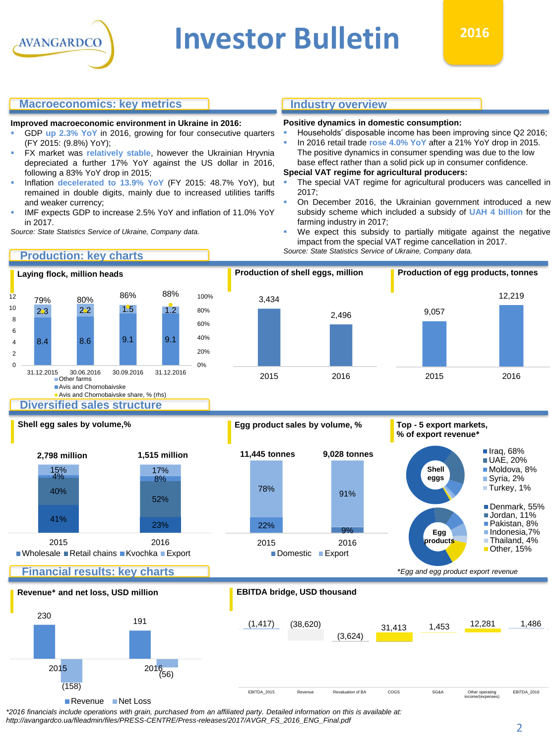# Investor Bulletin

2016

## Macroeconomics: key metrics

**Improved macroeconomic environment in Ukraine in 2016:**

- GDP **up 2.3% YoY** in 2016, growing for four consecutive quarters (FY 2015: (9.8%) YoY);
- FX market was **relatively stable**, however the Ukrainian Hryvnia depreciated a further 17% YoY against the US dollar in 2016, following a 83% YoY drop in 2015;
- Inflation **decelerated to 13.9% YoY** (FY 2015: 48.7% YoY), but remained in double digits, mainly due to increased utilities tariffs and weaker currency;
- IMF expects GDP to increase 2.5% YoY and inflation of 11.0% YoY in 2017.

*Source: State Statistics Service of Ukraine, Company data.*

## Industry overview

**Positive dynamics in domestic consumption:**

- Households' disposable income has been improving since Q2 2016;
- In 2016 retail trade **rose 4.0% YoY** after a 21% YoY drop in 2015. The positive dynamics in consumer spending was due to the low base effect rather than a solid pick up in consumer confidence.

**Special VAT regime for agricultural producers:**

- The special VAT regime for agricultural producers was cancelled in 2017;
- On December 2016, the Ukrainian government introduced a new subsidy scheme which included a subsidy of **UAH 4 billion** for the farming industry in 2017;
- We expect this subsidy to partially mitigate against the negative impact from the special VAT regime cancellation in 2017.

*Source: State Statistics Service of Ukraine, Company data.*

## Production: key charts

**Laying flock, million heads**

| | 31.12.2015 | 30.06.2016 | 30.09.2016 | 31.12.2016 |
|---|---|---|---|---|
| Other farms | 2.3 | 2.2 | 1.5 | 1.2 |
| Avis and Chornobaivske | 8.4 | 8.6 | 9.1 | 9.1 |
| Avis and Chornobaivske share, % (rhs) | 79% | 80% | 86% | 88% |

**Production of shell eggs, million**

| 2015 | 2016 |
|---|---|
| 3,434 | 2,496 |

**Production of egg products, tonnes**

| 2015 | 2016 |
|---|---|
| 9,057 | 12,219 |

## Diversified sales structure

**Shell egg sales by volume,%**

| | 2015 (2,798 million) | 2016 (1,515 million) |
|---|---|---|
| Wholesale | 41% | 23% |
| Retail chains | 40% | 52% |
| Kvochka | 4% | 8% |
| Export | 15% | 17% |

**Egg product sales by volume, %**

| | 2015 (11,445 tonnes) | 2016 (9,028 tonnes) |
|---|---|---|
| Domestic | 22% | 9% |
| Export | 78% | 91% |

**Top - 5 export markets, % of export revenue***

Shell eggs: Iraq, 68%; UAE, 20%; Moldova, 8%; Syria, 2%; Turkey, 1%

Egg products: Denmark, 55%; Jordan, 11%; Pakistan, 8%; Indonesia, 7%; Thailand, 4%; Other, 15%

*\*Egg and egg product export revenue*

## Financial results: key charts

**Revenue* and net loss, USD million**

| | 2015 | 2016 |
|---|---|---|
| Revenue | 230 | 191 |
| Net Loss | (158) | (56) |

**EBITDA bridge, USD thousand**

| EBITDA_2015 | Revenue | Revaluation of BA | COGS | SG&A | Other operating income/(expenses) | EBITDA_2016 |
|---|---|---|---|---|---|---|
| (1,417) | (38,620) | (3,624) | 31,413 | 1,453 | 12,281 | 1,486 |

*\*2016 financials include operations with grain, purchased from an affiliated party. Detailed information on this is available at: http://avangardco.ua/fileadmin/files/PRESS-CENTRE/Press-releases/2017/AVGR_FS_2016_ENG_Final.pdf*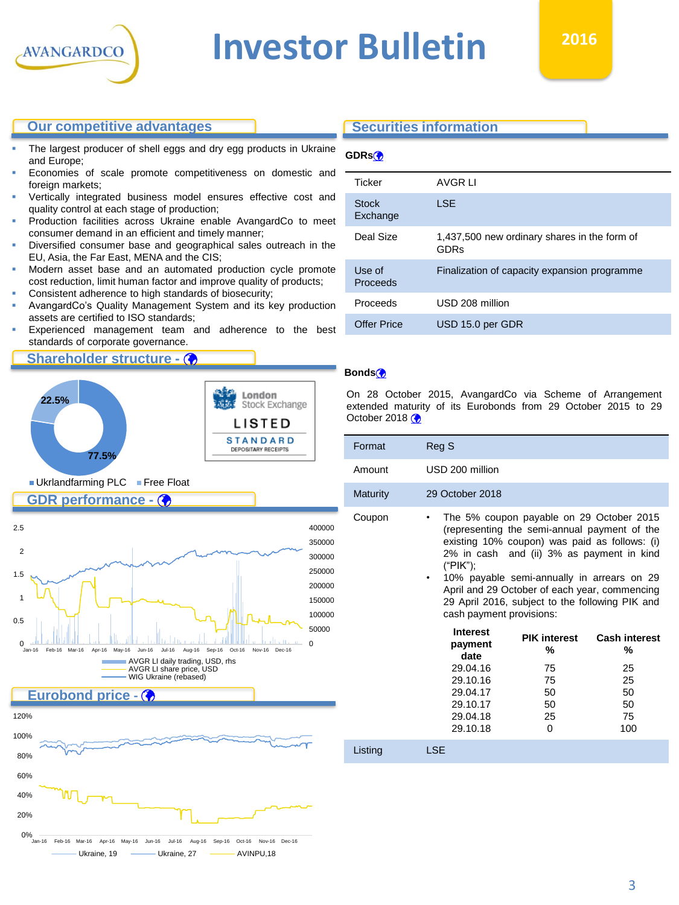# Investor Bulletin

2016

## Our competitive advantages

- The largest producer of shell eggs and dry egg products in Ukraine and Europe;
- Economies of scale promote competitiveness on domestic and foreign markets;
- Vertically integrated business model ensures effective cost and quality control at each stage of production;
- Production facilities across Ukraine enable AvangardCo to meet consumer demand in an efficient and timely manner;
- Diversified consumer base and geographical sales outreach in the EU, Asia, the Far East, MENA and the CIS;
- Modern asset base and an automated production cycle promote cost reduction, limit human factor and improve quality of products;
- Consistent adherence to high standards of biosecurity;
- AvangardCo's Quality Management System and its key production assets are certified to ISO standards;
- Experienced management team and adherence to the best standards of corporate governance.

## Shareholder structure

22.5%

77.5%

Ukrlandfarming PLC | Free Float

London Stock Exchange LISTED STANDARD DEPOSITARY RECEIPTS

## GDR performance

AVGR LI daily trading, USD, rhs
AVGR LI share price, USD
WIG Ukraine (rebased)

## Eurobond price

Ukraine, 19 | Ukraine, 27 | AVINPU,18

## Securities information

### GDRs

| Ticker | AVGR LI |
|---|---|
| Stock Exchange | LSE |
| Deal Size | 1,437,500 new ordinary shares in the form of GDRs |
| Use of Proceeds | Finalization of capacity expansion programme |
| Proceeds | USD 208 million |
| Offer Price | USD 15.0 per GDR |

### Bonds

On 28 October 2015, AvangardCo via Scheme of Arrangement extended maturity of its Eurobonds from 29 October 2015 to 29 October 2018

| Format | Reg S |
|---|---|
| Amount | USD 200 million |
| Maturity | 29 October 2018 |
| Coupon | • The 5% coupon payable on 29 October 2015 (representing the semi-annual payment of the existing 10% coupon) was paid as follows: (i) 2% in cash and (ii) 3% as payment in kind ("PIK"); • 10% payable semi-annually in arrears on 29 April and 29 October of each year, commencing 29 April 2016, subject to the following PIK and cash payment provisions: |
| Listing | LSE |

| Interest payment date | PIK interest % | Cash interest % |
|---|---|---|
| 29.04.16 | 75 | 25 |
| 29.10.16 | 75 | 25 |
| 29.04.17 | 50 | 50 |
| 29.10.17 | 50 | 50 |
| 29.04.18 | 25 | 75 |
| 29.10.18 | 0 | 100 |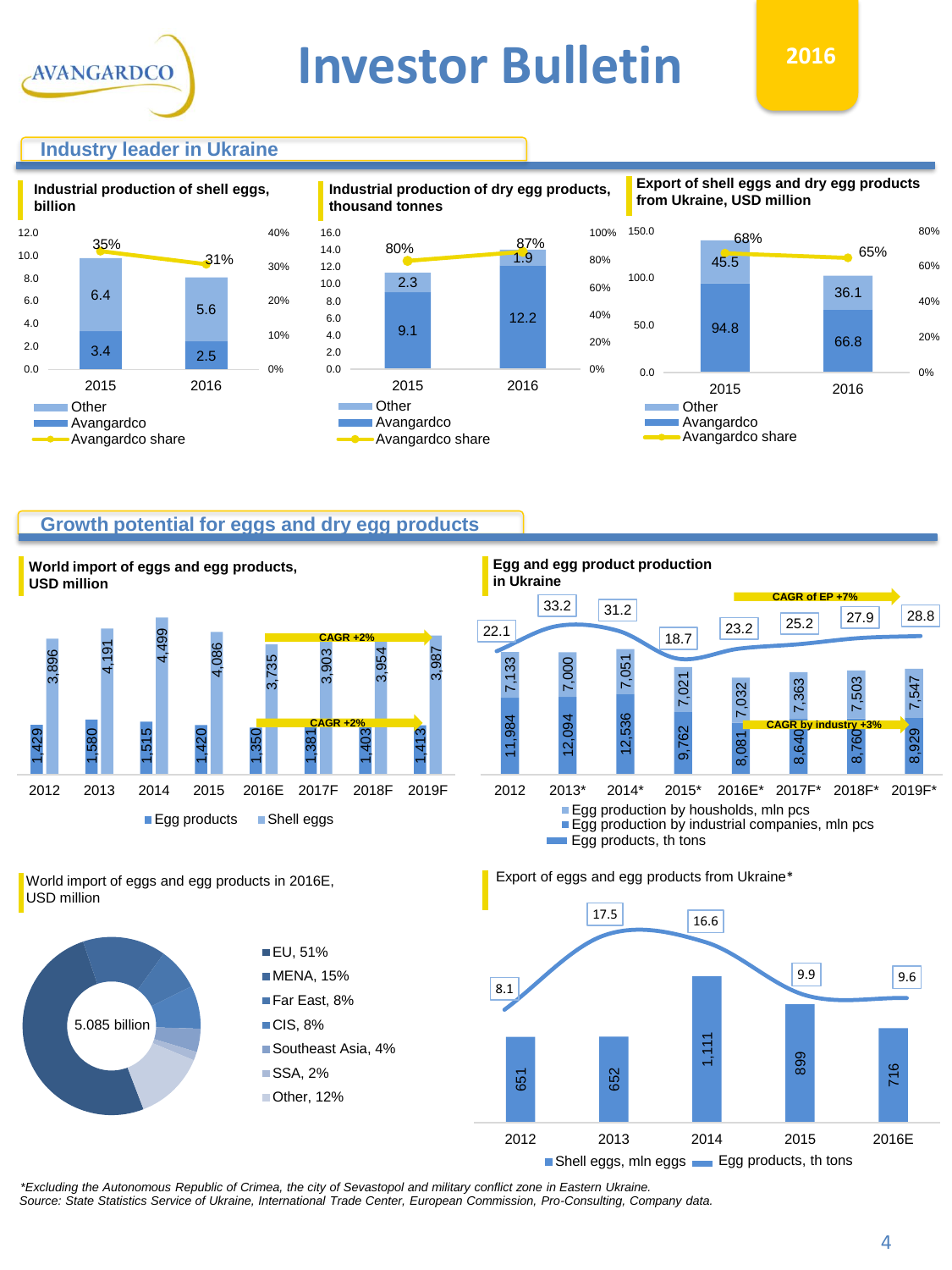# Investor Bulletin

2016

## Industry leader in Ukraine

**Industrial production of shell eggs, billion**

35%
31%
6.4
5.6
3.4
2.5
2015
2016

Other
Avangardco
Avangardco share

**Industrial production of dry egg products, thousand tonnes**

80%
87%
2.3
1.9
9.1
12.2
2015
2016

Other
Avangardco
Avangardco share

**Export of shell eggs and dry egg products from Ukraine, USD million**

68%
65%
45.5
36.1
94.8
66.8
2015
2016

Other
Avangardco
Avangardco share

## Growth potential for eggs and dry egg products

**World import of eggs and egg products, USD million**

CAGR +2%
CAGR +2%

1,429 3,896 (2012)
1,580 4,191 (2013)
1,515 4,499 (2014)
1,420 4,086 (2015)
1,350 3,735 (2016E)
1,381 3,903 (2017F)
1,403 3,954 (2018F)
1,413 3,987 (2019F)

Egg products
Shell eggs

**Egg and egg product production in Ukraine**

CAGR of EP +7%
CAGR by industry +3%

2012: 22.1; 7,133; 11,984
2013*: 33.2; 7,000; 12,094
2014*: 31.2; 7,051; 12,536
2015*: 18.7; 7,021; 9,762
2016E*: 23.2; 7,032; 8,081
2017F*: 25.2; 7,363; 8,640
2018F*: 27.9; 7,503; 8,760
2019F*: 28.8; 7,547; 8,929

Egg production by housholds, mln pcs
Egg production by industrial companies, mln pcs
Egg products, th tons

World import of eggs and egg products in 2016E, USD million

5.085 billion

EU, 51%
MENA, 15%
Far East, 8%
CIS, 8%
Southeast Asia, 4%
SSA, 2%
Other, 12%

Export of eggs and egg products from Ukraine*

2012: 8.1; 651
2013: 17.5; 652
2014: 16.6; 1,111
2015: 9.9; 899
2016E: 9.6; 716

Shell eggs, mln eggs
Egg products, th tons

*Excluding the Autonomous Republic of Crimea, the city of Sevastopol and military conflict zone in Eastern Ukraine.*
*Source: State Statistics Service of Ukraine, International Trade Center, European Commission, Pro-Consulting, Company data.*